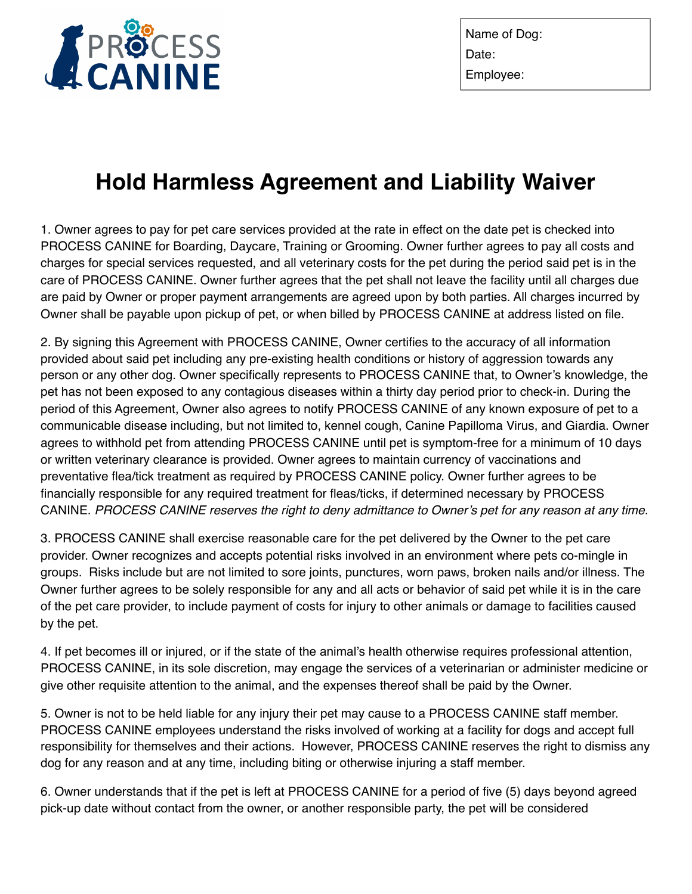PROCESS CANINE

Name of Dog:
Date:
Employee:

# Hold Harmless Agreement and Liability Waiver

1. Owner agrees to pay for pet care services provided at the rate in effect on the date pet is checked into PROCESS CANINE for Boarding, Daycare, Training or Grooming. Owner further agrees to pay all costs and charges for special services requested, and all veterinary costs for the pet during the period said pet is in the care of PROCESS CANINE. Owner further agrees that the pet shall not leave the facility until all charges due are paid by Owner or proper payment arrangements are agreed upon by both parties. All charges incurred by Owner shall be payable upon pickup of pet, or when billed by PROCESS CANINE at address listed on file.

2. By signing this Agreement with PROCESS CANINE, Owner certifies to the accuracy of all information provided about said pet including any pre-existing health conditions or history of aggression towards any person or any other dog. Owner specifically represents to PROCESS CANINE that, to Owner's knowledge, the pet has not been exposed to any contagious diseases within a thirty day period prior to check-in. During the period of this Agreement, Owner also agrees to notify PROCESS CANINE of any known exposure of pet to a communicable disease including, but not limited to, kennel cough, Canine Papilloma Virus, and Giardia. Owner agrees to withhold pet from attending PROCESS CANINE until pet is symptom-free for a minimum of 10 days or written veterinary clearance is provided. Owner agrees to maintain currency of vaccinations and preventative flea/tick treatment as required by PROCESS CANINE policy. Owner further agrees to be financially responsible for any required treatment for fleas/ticks, if determined necessary by PROCESS CANINE. *PROCESS CANINE reserves the right to deny admittance to Owner's pet for any reason at any time.*

3. PROCESS CANINE shall exercise reasonable care for the pet delivered by the Owner to the pet care provider. Owner recognizes and accepts potential risks involved in an environment where pets co-mingle in groups. Risks include but are not limited to sore joints, punctures, worn paws, broken nails and/or illness. The Owner further agrees to be solely responsible for any and all acts or behavior of said pet while it is in the care of the pet care provider, to include payment of costs for injury to other animals or damage to facilities caused by the pet.

4. If pet becomes ill or injured, or if the state of the animal's health otherwise requires professional attention, PROCESS CANINE, in its sole discretion, may engage the services of a veterinarian or administer medicine or give other requisite attention to the animal, and the expenses thereof shall be paid by the Owner.

5. Owner is not to be held liable for any injury their pet may cause to a PROCESS CANINE staff member. PROCESS CANINE employees understand the risks involved of working at a facility for dogs and accept full responsibility for themselves and their actions. However, PROCESS CANINE reserves the right to dismiss any dog for any reason and at any time, including biting or otherwise injuring a staff member.

6. Owner understands that if the pet is left at PROCESS CANINE for a period of five (5) days beyond agreed pick-up date without contact from the owner, or another responsible party, the pet will be considered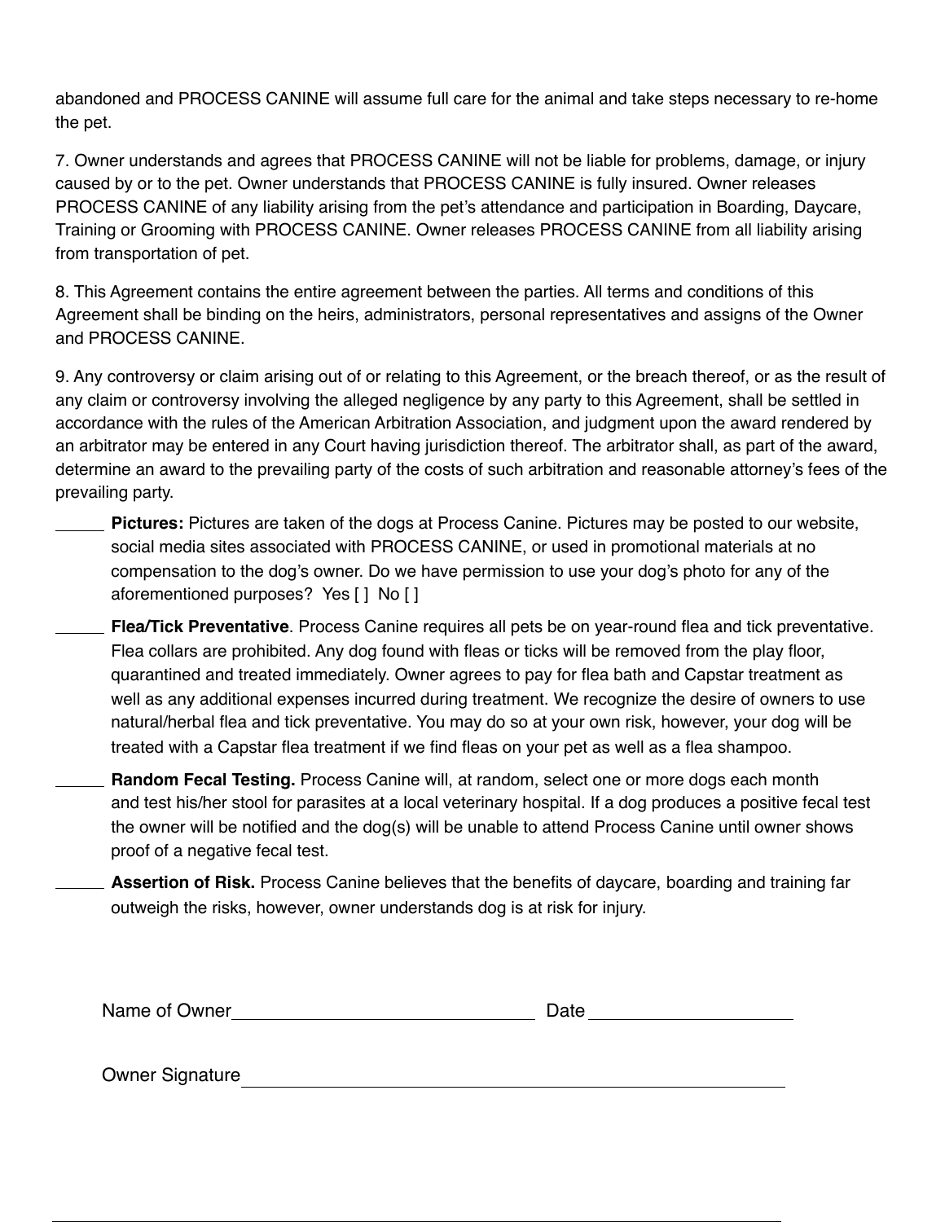abandoned and PROCESS CANINE will assume full care for the animal and take steps necessary to re-home the pet.

7. Owner understands and agrees that PROCESS CANINE will not be liable for problems, damage, or injury caused by or to the pet. Owner understands that PROCESS CANINE is fully insured. Owner releases PROCESS CANINE of any liability arising from the pet's attendance and participation in Boarding, Daycare, Training or Grooming with PROCESS CANINE. Owner releases PROCESS CANINE from all liability arising from transportation of pet.

8. This Agreement contains the entire agreement between the parties. All terms and conditions of this Agreement shall be binding on the heirs, administrators, personal representatives and assigns of the Owner and PROCESS CANINE.

9. Any controversy or claim arising out of or relating to this Agreement, or the breach thereof, or as the result of any claim or controversy involving the alleged negligence by any party to this Agreement, shall be settled in accordance with the rules of the American Arbitration Association, and judgment upon the award rendered by an arbitrator may be entered in any Court having jurisdiction thereof. The arbitrator shall, as part of the award, determine an award to the prevailing party of the costs of such arbitration and reasonable attorney's fees of the prevailing party.

_____ **Pictures:** Pictures are taken of the dogs at Process Canine. Pictures may be posted to our website, social media sites associated with PROCESS CANINE, or used in promotional materials at no compensation to the dog's owner. Do we have permission to use your dog's photo for any of the aforementioned purposes? Yes [ ] No [ ]

_____ **Flea/Tick Preventative**. Process Canine requires all pets be on year-round flea and tick preventative. Flea collars are prohibited. Any dog found with fleas or ticks will be removed from the play floor, quarantined and treated immediately. Owner agrees to pay for flea bath and Capstar treatment as well as any additional expenses incurred during treatment. We recognize the desire of owners to use natural/herbal flea and tick preventative. You may do so at your own risk, however, your dog will be treated with a Capstar flea treatment if we find fleas on your pet as well as a flea shampoo.

_____ **Random Fecal Testing.** Process Canine will, at random, select one or more dogs each month and test his/her stool for parasites at a local veterinary hospital. If a dog produces a positive fecal test the owner will be notified and the dog(s) will be unable to attend Process Canine until owner shows proof of a negative fecal test.

_____ **Assertion of Risk.** Process Canine believes that the benefits of daycare, boarding and training far outweigh the risks, however, owner understands dog is at risk for injury.

Name of Owner______________________________ Date ____________________

Owner Signature______________________________________________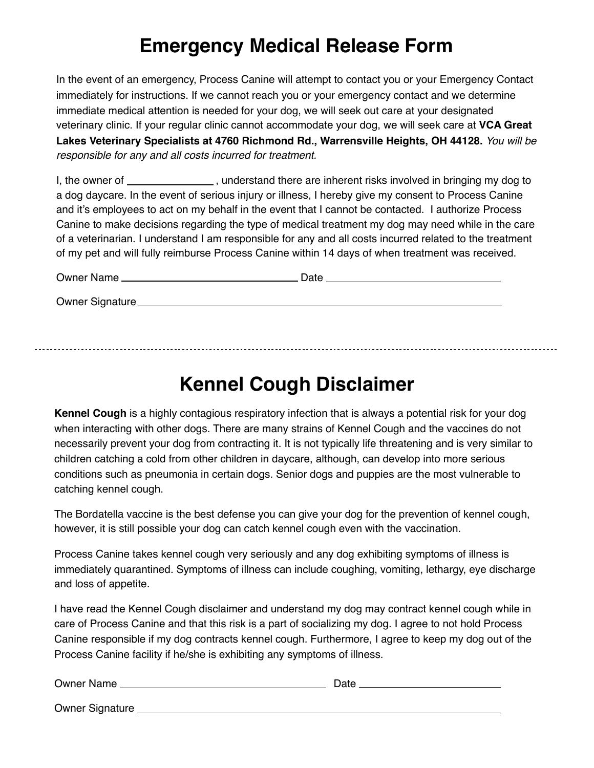# Emergency Medical Release Form

In the event of an emergency, Process Canine will attempt to contact you or your Emergency Contact immediately for instructions. If we cannot reach you or your emergency contact and we determine immediate medical attention is needed for your dog, we will seek out care at your designated veterinary clinic. If your regular clinic cannot accommodate your dog, we will seek care at **VCA Great Lakes Veterinary Specialists at 4760 Richmond Rd., Warrensville Heights, OH 44128.** *You will be responsible for any and all costs incurred for treatment.*

I, the owner of ______________ , understand there are inherent risks involved in bringing my dog to a dog daycare. In the event of serious injury or illness, I hereby give my consent to Process Canine and it's employees to act on my behalf in the event that I cannot be contacted. I authorize Process Canine to make decisions regarding the type of medical treatment my dog may need while in the care of a veterinarian. I understand I am responsible for any and all costs incurred related to the treatment of my pet and will fully reimburse Process Canine within 14 days of when treatment was received.

Owner Name ______________________________ Date ______________________________

Owner Signature ______________________________________________________________

---

# Kennel Cough Disclaimer

**Kennel Cough** is a highly contagious respiratory infection that is always a potential risk for your dog when interacting with other dogs. There are many strains of Kennel Cough and the vaccines do not necessarily prevent your dog from contracting it. It is not typically life threatening and is very similar to children catching a cold from other children in daycare, although, can develop into more serious conditions such as pneumonia in certain dogs. Senior dogs and puppies are the most vulnerable to catching kennel cough.

The Bordatella vaccine is the best defense you can give your dog for the prevention of kennel cough, however, it is still possible your dog can catch kennel cough even with the vaccination.

Process Canine takes kennel cough very seriously and any dog exhibiting symptoms of illness is immediately quarantined. Symptoms of illness can include coughing, vomiting, lethargy, eye discharge and loss of appetite.

I have read the Kennel Cough disclaimer and understand my dog may contract kennel cough while in care of Process Canine and that this risk is a part of socializing my dog. I agree to not hold Process Canine responsible if my dog contracts kennel cough. Furthermore, I agree to keep my dog out of the Process Canine facility if he/she is exhibiting any symptoms of illness.

Owner Name ______________________________ Date ______________________________

Owner Signature ______________________________________________________________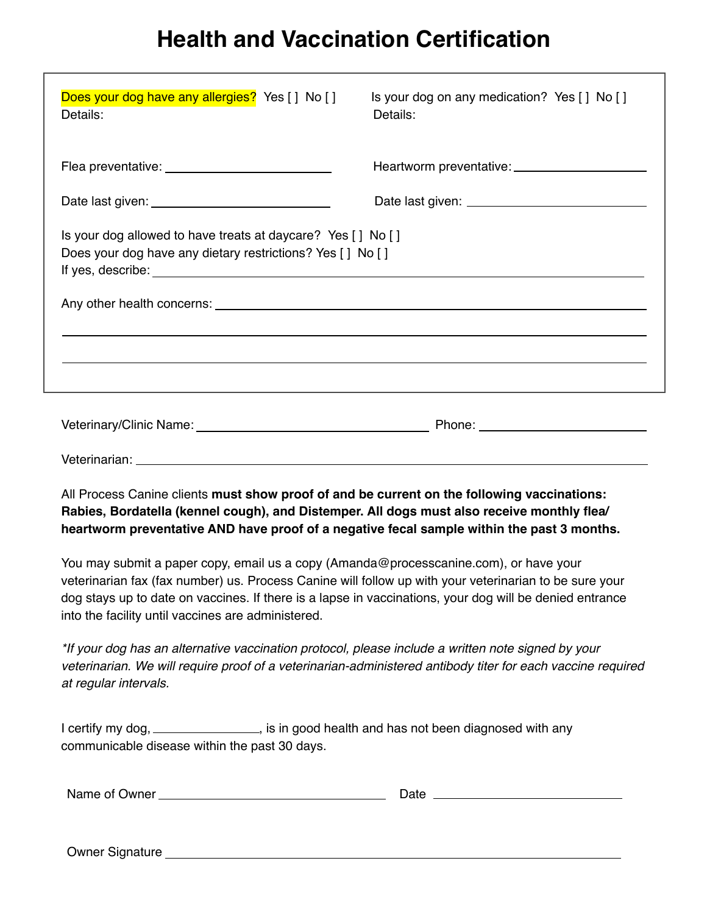# Health and Vaccination Certification

Does your dog have any allergies? Yes [ ] No [ ]
Details:

Is your dog on any medication? Yes [ ] No [ ]
Details:

Flea preventative: ______________________

Date last given: ______________________

Heartworm preventative: ______________________

Date last given: ______________________

Is your dog allowed to have treats at daycare? Yes [ ] No [ ]
Does your dog have any dietary restrictions? Yes [ ] No [ ]
If yes, describe: ______________________

Any other health concerns: ______________________

______________________

______________________

Veterinary/Clinic Name: ______________________ Phone: ______________________

Veterinarian: ______________________

All Process Canine clients **must show proof of and be current on the following vaccinations: Rabies, Bordatella (kennel cough), and Distemper. All dogs must also receive monthly flea/ heartworm preventative AND have proof of a negative fecal sample within the past 3 months.**

You may submit a paper copy, email us a copy (Amanda@processcanine.com), or have your veterinarian fax (fax number) us. Process Canine will follow up with your veterinarian to be sure your dog stays up to date on vaccines. If there is a lapse in vaccinations, your dog will be denied entrance into the facility until vaccines are administered.

*\*If your dog has an alternative vaccination protocol, please include a written note signed by your veterinarian. We will require proof of a veterinarian-administered antibody titer for each vaccine required at regular intervals.*

I certify my dog, ______________, is in good health and has not been diagnosed with any communicable disease within the past 30 days.

Name of Owner ______________________ Date ______________________

Owner Signature ______________________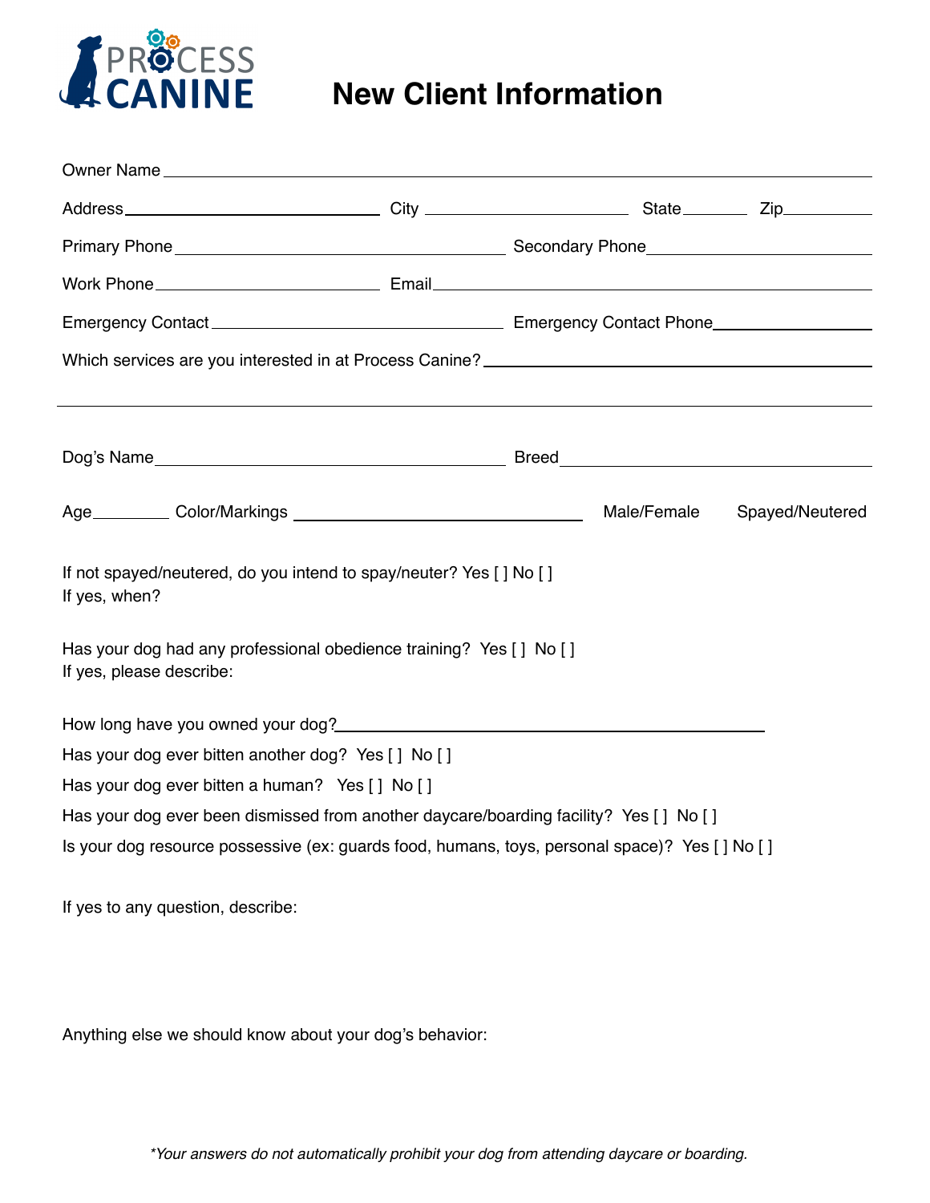PROCESS CANINE

# New Client Information

Owner Name ______________________________________________

Address ____________________ City ________________ State ______ Zip ________

Primary Phone __________________________ Secondary Phone __________________

Work Phone ________________ Email ___________________________________

Emergency Contact ______________________ Emergency Contact Phone ____________

Which services are you interested in at Process Canine? ______________________

---

Dog's Name __________________________ Breed __________________________

Age ______ Color/Markings ________________________ Male/Female Spayed/Neutered

If not spayed/neutered, do you intend to spay/neuter? Yes [ ] No [ ]
If yes, when?

Has your dog had any professional obedience training? Yes [ ] No [ ]
If yes, please describe:

How long have you owned your dog? ___________________________________

Has your dog ever bitten another dog? Yes [ ] No [ ]

Has your dog ever bitten a human? Yes [ ] No [ ]

Has your dog ever been dismissed from another daycare/boarding facility? Yes [ ] No [ ]

Is your dog resource possessive (ex: guards food, humans, toys, personal space)? Yes [ ] No [ ]

If yes to any question, describe:

Anything else we should know about your dog's behavior:

*\*Your answers do not automatically prohibit your dog from attending daycare or boarding.*